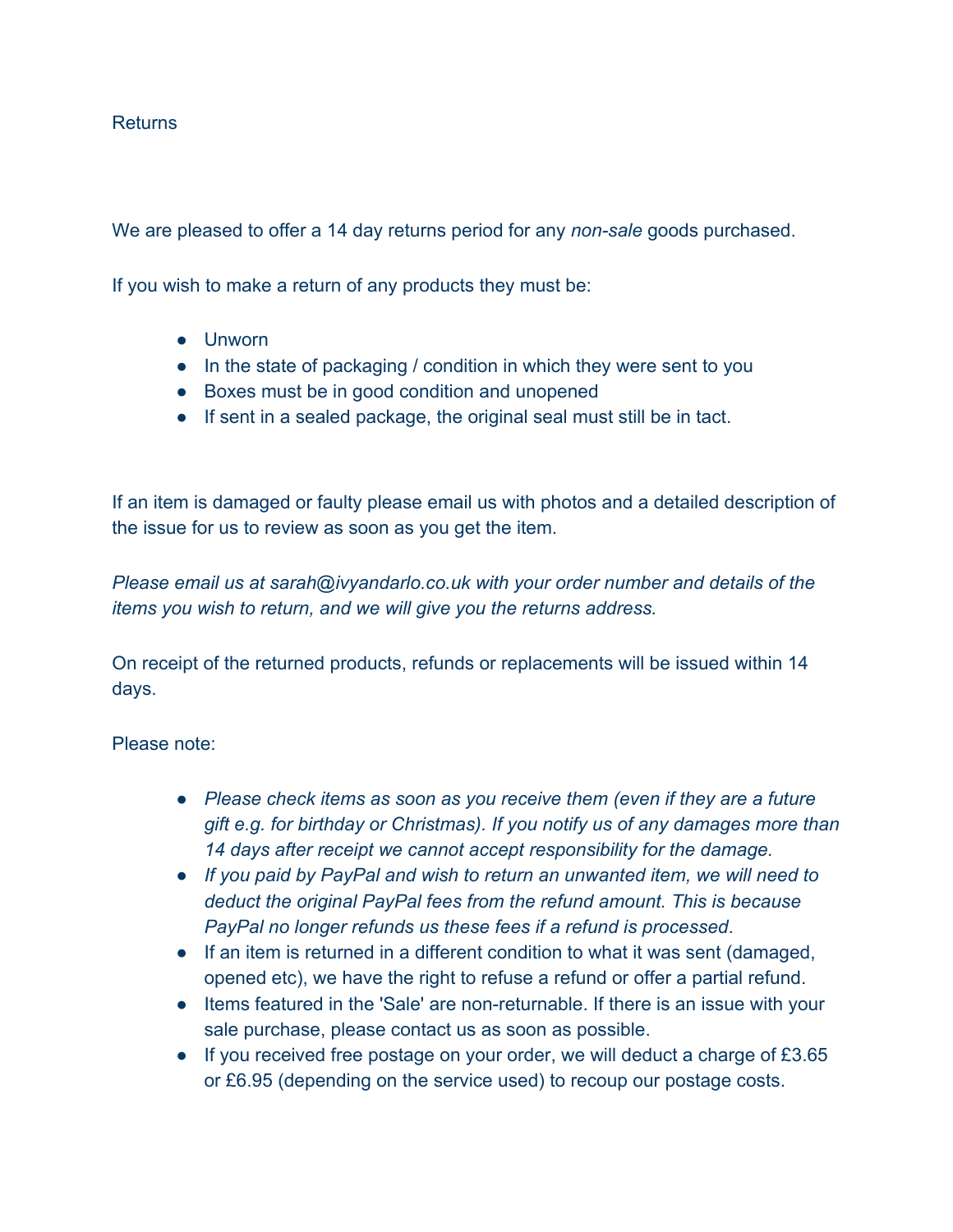# Returns

We are pleased to offer a 14 day returns period for any *non-sale* goods purchased.

If you wish to make a return of any products they must be:

- Unworn
- In the state of packaging / condition in which they were sent to you
- Boxes must be in good condition and unopened
- If sent in a sealed package, the original seal must still be in tact.

If an item is damaged or faulty please email us with photos and a detailed description of the issue for us to review as soon as you get the item.

*Please email us at sarah@ivyandarlo.co.uk with your order number and details of the items you wish to return, and we will give you the returns address.*

On receipt of the returned products, refunds or replacements will be issued within 14 days.

Please note:

- *Please check items as soon as you receive them (even if they are a future gift e.g. for birthday or Christmas). If you notify us of any damages more than 14 days after receipt we cannot accept responsibility for the damage.*
- *If you paid by PayPal and wish to return an unwanted item, we will need to deduct the original PayPal fees from the refund amount. This is because PayPal no longer refunds us these fees if a refund is processed*.
- If an item is returned in a different condition to what it was sent (damaged, opened etc), we have the right to refuse a refund or offer a partial refund.
- Items featured in the 'Sale' are non-returnable. If there is an issue with your sale purchase, please contact us as soon as possible.
- If you received free postage on your order, we will deduct a charge of £3.65 or £6.95 (depending on the service used) to recoup our postage costs.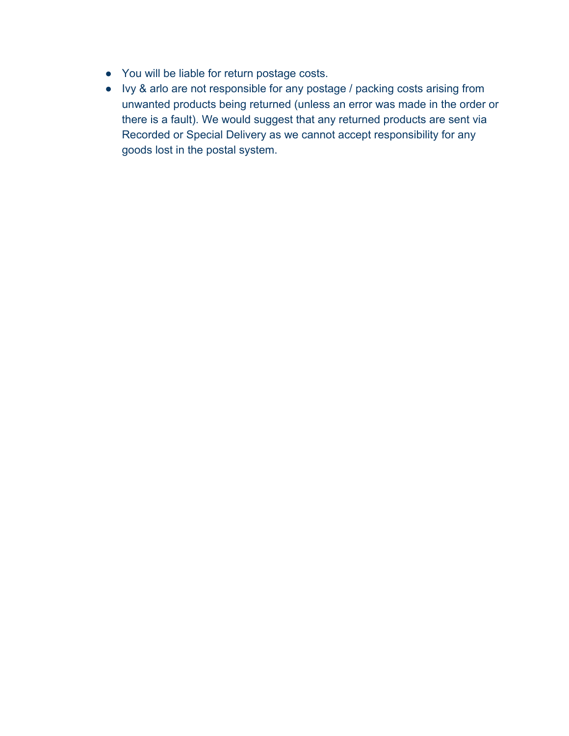- You will be liable for return postage costs.
- Ivy & arlo are not responsible for any postage / packing costs arising from unwanted products being returned (unless an error was made in the order or there is a fault). We would suggest that any returned products are sent via Recorded or Special Delivery as we cannot accept responsibility for any goods lost in the postal system.